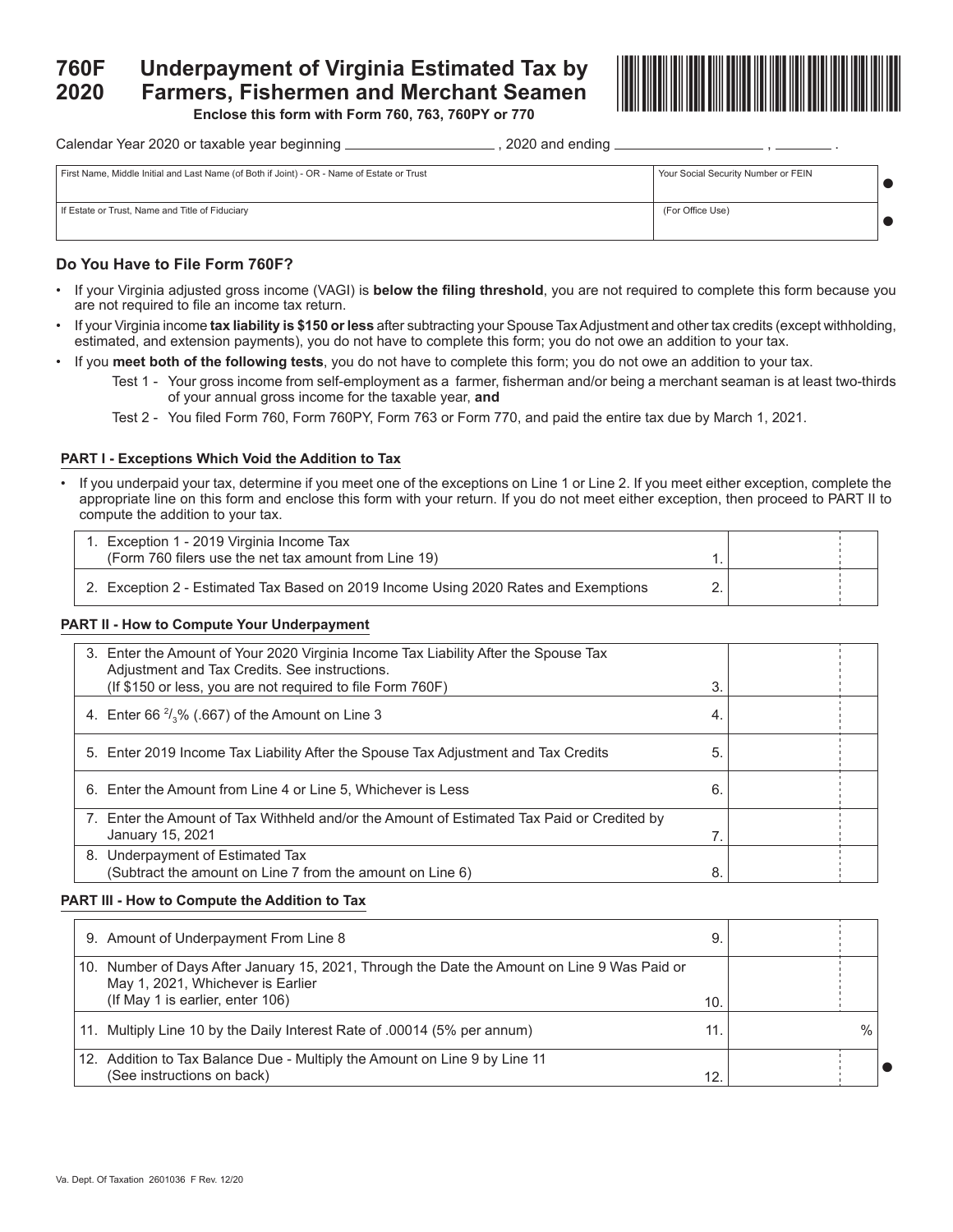# 760F 2020 Underpayment of Virginia Estimated Tax by Farmers, Fishermen and Merchant Seamen

**Enclose this form with Form 760, 763, 760PY or 770**

Calendar Year 2020 or taxable year beginning ____________________ , 2020 and ending ____________________ , ________ .

| First Name, Middle Initial and Last Name (of Both if Joint) - OR - Name of Estate or Trust | Your Social Security Number or FEIN |
|---|---|
| If Estate or Trust, Name and Title of Fiduciary | (For Office Use) |

## Do You Have to File Form 760F?

- If your Virginia adjusted gross income (VAGI) is **below the filing threshold**, you are not required to complete this form because you are not required to file an income tax return.
- If your Virginia income **tax liability is $150 or less** after subtracting your Spouse Tax Adjustment and other tax credits (except withholding, estimated, and extension payments), you do not have to complete this form; you do not owe an addition to your tax.
- If you **meet both of the following tests**, you do not have to complete this form; you do not owe an addition to your tax.
  - Test 1 - Your gross income from self-employment as a farmer, fisherman and/or being a merchant seaman is at least two-thirds of your annual gross income for the taxable year, **and**
  - Test 2 - You filed Form 760, Form 760PY, Form 763 or Form 770, and paid the entire tax due by March 1, 2021.

### PART I - Exceptions Which Void the Addition to Tax

- If you underpaid your tax, determine if you meet one of the exceptions on Line 1 or Line 2. If you meet either exception, complete the appropriate line on this form and enclose this form with your return. If you do not meet either exception, then proceed to PART II to compute the addition to your tax.

| | Line | Amount |
|---|---|---|
| 1. Exception 1 - 2019 Virginia Income Tax (Form 760 filers use the net tax amount from Line 19) | 1. | |
| 2. Exception 2 - Estimated Tax Based on 2019 Income Using 2020 Rates and Exemptions | 2. | |

### PART II - How to Compute Your Underpayment

| | Line | Amount |
|---|---|---|
| 3. Enter the Amount of Your 2020 Virginia Income Tax Liability After the Spouse Tax Adjustment and Tax Credits. See instructions. (If $150 or less, you are not required to file Form 760F) | 3. | |
| 4. Enter 66 $^{2}/_{3}$% (.667) of the Amount on Line 3 | 4. | |
| 5. Enter 2019 Income Tax Liability After the Spouse Tax Adjustment and Tax Credits | 5. | |
| 6. Enter the Amount from Line 4 or Line 5, Whichever is Less | 6. | |
| 7. Enter the Amount of Tax Withheld and/or the Amount of Estimated Tax Paid or Credited by January 15, 2021 | 7. | |
| 8. Underpayment of Estimated Tax (Subtract the amount on Line 7 from the amount on Line 6) | 8. | |

### PART III - How to Compute the Addition to Tax

| | Line | Amount |
|---|---|---|
| 9. Amount of Underpayment From Line 8 | 9. | |
| 10. Number of Days After January 15, 2021, Through the Date the Amount on Line 9 Was Paid or May 1, 2021, Whichever is Earlier (If May 1 is earlier, enter 106) | 10. | |
| 11. Multiply Line 10 by the Daily Interest Rate of .00014 (5% per annum) | 11. | % |
| 12. Addition to Tax Balance Due - Multiply the Amount on Line 9 by Line 11 (See instructions on back) | 12. | |

Va. Dept. Of Taxation 2601036 F Rev. 12/20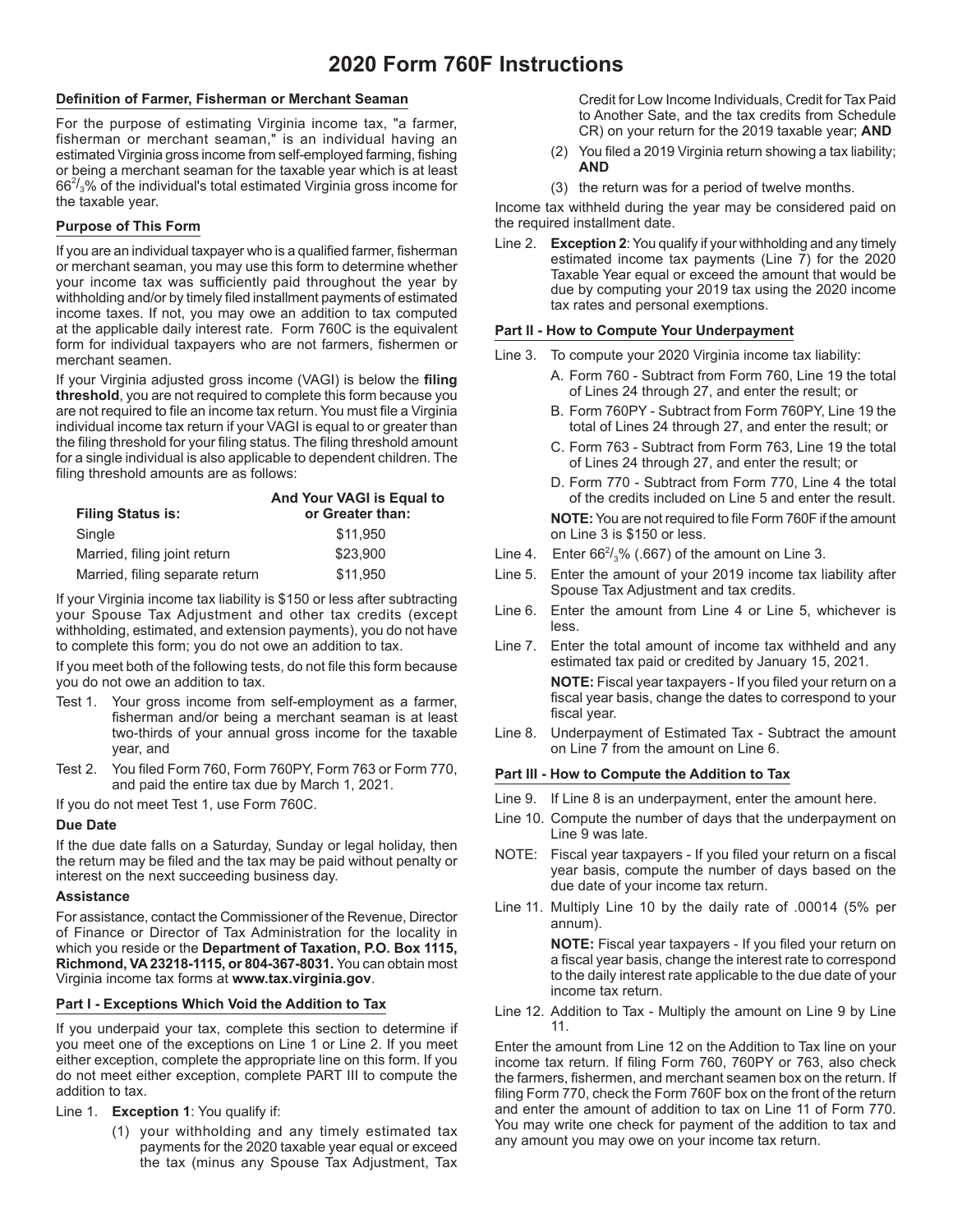# 2020 Form 760F Instructions

## Definition of Farmer, Fisherman or Merchant Seaman

For the purpose of estimating Virginia income tax, "a farmer, fisherman or merchant seaman," is an individual having an estimated Virginia gross income from self-employed farming, fishing or being a merchant seaman for the taxable year which is at least $66^2/_3$% of the individual's total estimated Virginia gross income for the taxable year.

## Purpose of This Form

If you are an individual taxpayer who is a qualified farmer, fisherman or merchant seaman, you may use this form to determine whether your income tax was sufficiently paid throughout the year by withholding and/or by timely filed installment payments of estimated income taxes. If not, you may owe an addition to tax computed at the applicable daily interest rate. Form 760C is the equivalent form for individual taxpayers who are not farmers, fishermen or merchant seamen.

If your Virginia adjusted gross income (VAGI) is below the **filing threshold**, you are not required to complete this form because you are not required to file an income tax return. You must file a Virginia individual income tax return if your VAGI is equal to or greater than the filing threshold for your filing status. The filing threshold amount for a single individual is also applicable to dependent children. The filing threshold amounts are as follows:

| Filing Status is: | And Your VAGI is Equal to or Greater than: |
|---|---|
| Single | $11,950 |
| Married, filing joint return | $23,900 |
| Married, filing separate return | $11,950 |

If your Virginia income tax liability is $150 or less after subtracting your Spouse Tax Adjustment and other tax credits (except withholding, estimated, and extension payments), you do not have to complete this form; you do not owe an addition to tax.

If you meet both of the following tests, do not file this form because you do not owe an addition to tax.

Test 1. Your gross income from self-employment as a farmer, fisherman and/or being a merchant seaman is at least two-thirds of your annual gross income for the taxable year, and

Test 2. You filed Form 760, Form 760PY, Form 763 or Form 770, and paid the entire tax due by March 1, 2021.

If you do not meet Test 1, use Form 760C.

### Due Date

If the due date falls on a Saturday, Sunday or legal holiday, then the return may be filed and the tax may be paid without penalty or interest on the next succeeding business day.

### Assistance

For assistance, contact the Commissioner of the Revenue, Director of Finance or Director of Tax Administration for the locality in which you reside or the **Department of Taxation, P.O. Box 1115, Richmond, VA 23218-1115, or 804-367-8031.** You can obtain most Virginia income tax forms at **www.tax.virginia.gov**.

## Part I - Exceptions Which Void the Addition to Tax

If you underpaid your tax, complete this section to determine if you meet one of the exceptions on Line 1 or Line 2. If you meet either exception, complete the appropriate line on this form. If you do not meet either exception, complete PART III to compute the addition to tax.

Line 1. **Exception 1**: You qualify if:

(1) your withholding and any timely estimated tax payments for the 2020 taxable year equal or exceed the tax (minus any Spouse Tax Adjustment, Tax Credit for Low Income Individuals, Credit for Tax Paid to Another Sate, and the tax credits from Schedule CR) on your return for the 2019 taxable year; **AND**

(2) You filed a 2019 Virginia return showing a tax liability; **AND**

(3) the return was for a period of twelve months.

Income tax withheld during the year may be considered paid on the required installment date.

Line 2. **Exception 2**: You qualify if your withholding and any timely estimated income tax payments (Line 7) for the 2020 Taxable Year equal or exceed the amount that would be due by computing your 2019 tax using the 2020 income tax rates and personal exemptions.

## Part II - How to Compute Your Underpayment

Line 3. To compute your 2020 Virginia income tax liability:

A. Form 760 - Subtract from Form 760, Line 19 the total of Lines 24 through 27, and enter the result; or

B. Form 760PY - Subtract from Form 760PY, Line 19 the total of Lines 24 through 27, and enter the result; or

C. Form 763 - Subtract from Form 763, Line 19 the total of Lines 24 through 27, and enter the result; or

D. Form 770 - Subtract from Form 770, Line 4 the total of the credits included on Line 5 and enter the result.

**NOTE:** You are not required to file Form 760F if the amount on Line 3 is $150 or less.

Line 4. Enter $66^2/_3$% (.667) of the amount on Line 3.

Line 5. Enter the amount of your 2019 income tax liability after Spouse Tax Adjustment and tax credits.

Line 6. Enter the amount from Line 4 or Line 5, whichever is less.

Line 7. Enter the total amount of income tax withheld and any estimated tax paid or credited by January 15, 2021.

**NOTE:** Fiscal year taxpayers - If you filed your return on a fiscal year basis, change the dates to correspond to your fiscal year.

Line 8. Underpayment of Estimated Tax - Subtract the amount on Line 7 from the amount on Line 6.

## Part III - How to Compute the Addition to Tax

Line 9. If Line 8 is an underpayment, enter the amount here.

Line 10. Compute the number of days that the underpayment on Line 9 was late.

NOTE: Fiscal year taxpayers - If you filed your return on a fiscal year basis, compute the number of days based on the due date of your income tax return.

Line 11. Multiply Line 10 by the daily rate of .00014 (5% per annum).

**NOTE:** Fiscal year taxpayers - If you filed your return on a fiscal year basis, change the interest rate to correspond to the daily interest rate applicable to the due date of your income tax return.

Line 12. Addition to Tax - Multiply the amount on Line 9 by Line 11.

Enter the amount from Line 12 on the Addition to Tax line on your income tax return. If filing Form 760, 760PY or 763, also check the farmers, fishermen, and merchant seamen box on the return. If filing Form 770, check the Form 760F box on the front of the return and enter the amount of addition to tax on Line 11 of Form 770. You may write one check for payment of the addition to tax and any amount you may owe on your income tax return.